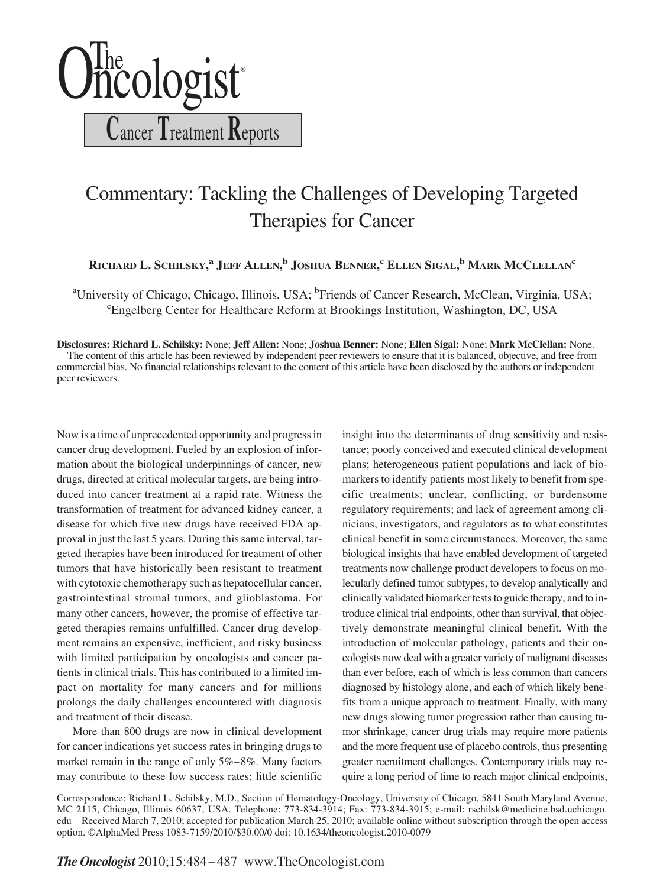# The Oncologist

## Cancer Treatment Reports

# Commentary: Tackling the Challenges of Developing Targeted Therapies for Cancer

**Richard L. Schilsky,[a] Jeff Allen,[b] Joshua Benner,[c] Ellen Sigal,[b] Mark McClellan[c]**

[a]University of Chicago, Chicago, Illinois, USA; [b]Friends of Cancer Research, McClean, Virginia, USA; [c]Engelberg Center for Healthcare Reform at Brookings Institution, Washington, DC, USA

**Disclosures: Richard L. Schilsky:** None; **Jeff Allen:** None; **Joshua Benner:** None; **Ellen Sigal:** None; **Mark McClellan:** None.
The content of this article has been reviewed by independent peer reviewers to ensure that it is balanced, objective, and free from commercial bias. No financial relationships relevant to the content of this article have been disclosed by the authors or independent peer reviewers.

---

Now is a time of unprecedented opportunity and progress in cancer drug development. Fueled by an explosion of information about the biological underpinnings of cancer, new drugs, directed at critical molecular targets, are being introduced into cancer treatment at a rapid rate. Witness the transformation of treatment for advanced kidney cancer, a disease for which five new drugs have received FDA approval in just the last 5 years. During this same interval, targeted therapies have been introduced for treatment of other tumors that have historically been resistant to treatment with cytotoxic chemotherapy such as hepatocellular cancer, gastrointestinal stromal tumors, and glioblastoma. For many other cancers, however, the promise of effective targeted therapies remains unfulfilled. Cancer drug development remains an expensive, inefficient, and risky business with limited participation by oncologists and cancer patients in clinical trials. This has contributed to a limited impact on mortality for many cancers and for millions prolongs the daily challenges encountered with diagnosis and treatment of their disease.

More than 800 drugs are now in clinical development for cancer indications yet success rates in bringing drugs to market remain in the range of only 5%–8%. Many factors may contribute to these low success rates: little scientific insight into the determinants of drug sensitivity and resistance; poorly conceived and executed clinical development plans; heterogeneous patient populations and lack of biomarkers to identify patients most likely to benefit from specific treatments; unclear, conflicting, or burdensome regulatory requirements; and lack of agreement among clinicians, investigators, and regulators as to what constitutes clinical benefit in some circumstances. Moreover, the same biological insights that have enabled development of targeted treatments now challenge product developers to focus on molecularly defined tumor subtypes, to develop analytically and clinically validated biomarker tests to guide therapy, and to introduce clinical trial endpoints, other than survival, that objectively demonstrate meaningful clinical benefit. With the introduction of molecular pathology, patients and their oncologists now deal with a greater variety of malignant diseases than ever before, each of which is less common than cancers diagnosed by histology alone, and each of which likely benefits from a unique approach to treatment. Finally, with many new drugs slowing tumor progression rather than causing tumor shrinkage, cancer drug trials may require more patients and the more frequent use of placebo controls, thus presenting greater recruitment challenges. Contemporary trials may require a long period of time to reach major clinical endpoints,

Correspondence: Richard L. Schilsky, M.D., Section of Hematology-Oncology, University of Chicago, 5841 South Maryland Avenue, MC 2115, Chicago, Illinois 60637, USA. Telephone: 773-834-3914; Fax: 773-834-3915; e-mail: rschilsk@medicine.bsd.uchicago.edu Received March 7, 2010; accepted for publication March 25, 2010; available online without subscription through the open access option. ©AlphaMed Press 1083-7159/2010/$30.00/0 doi: 10.1634/theoncologist.2010-0079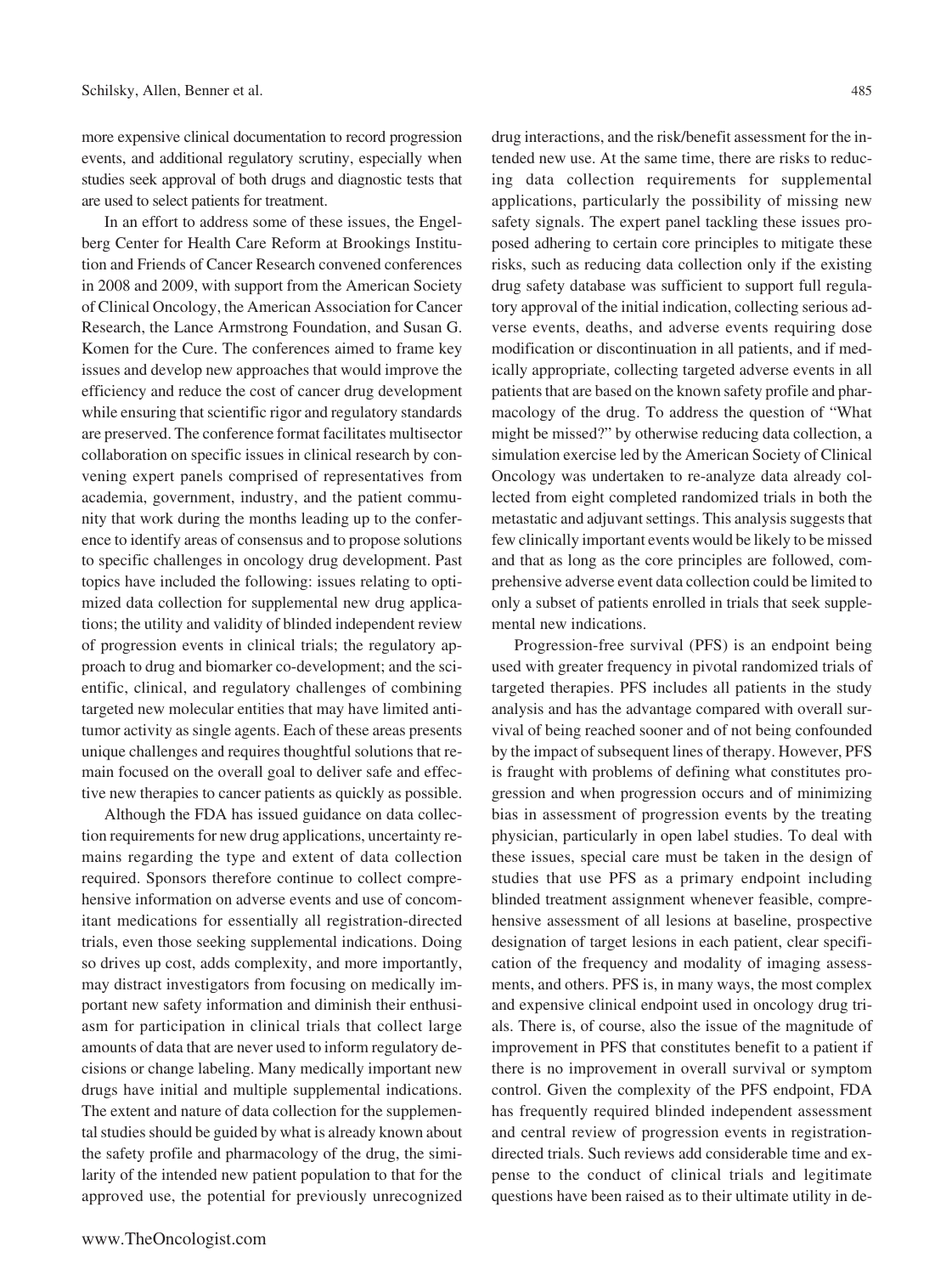more expensive clinical documentation to record progression events, and additional regulatory scrutiny, especially when studies seek approval of both drugs and diagnostic tests that are used to select patients for treatment.

In an effort to address some of these issues, the Engelberg Center for Health Care Reform at Brookings Institution and Friends of Cancer Research convened conferences in 2008 and 2009, with support from the American Society of Clinical Oncology, the American Association for Cancer Research, the Lance Armstrong Foundation, and Susan G. Komen for the Cure. The conferences aimed to frame key issues and develop new approaches that would improve the efficiency and reduce the cost of cancer drug development while ensuring that scientific rigor and regulatory standards are preserved. The conference format facilitates multisector collaboration on specific issues in clinical research by convening expert panels comprised of representatives from academia, government, industry, and the patient community that work during the months leading up to the conference to identify areas of consensus and to propose solutions to specific challenges in oncology drug development. Past topics have included the following: issues relating to optimized data collection for supplemental new drug applications; the utility and validity of blinded independent review of progression events in clinical trials; the regulatory approach to drug and biomarker co-development; and the scientific, clinical, and regulatory challenges of combining targeted new molecular entities that may have limited antitumor activity as single agents. Each of these areas presents unique challenges and requires thoughtful solutions that remain focused on the overall goal to deliver safe and effective new therapies to cancer patients as quickly as possible.

Although the FDA has issued guidance on data collection requirements for new drug applications, uncertainty remains regarding the type and extent of data collection required. Sponsors therefore continue to collect comprehensive information on adverse events and use of concomitant medications for essentially all registration-directed trials, even those seeking supplemental indications. Doing so drives up cost, adds complexity, and more importantly, may distract investigators from focusing on medically important new safety information and diminish their enthusiasm for participation in clinical trials that collect large amounts of data that are never used to inform regulatory decisions or change labeling. Many medically important new drugs have initial and multiple supplemental indications. The extent and nature of data collection for the supplemental studies should be guided by what is already known about the safety profile and pharmacology of the drug, the similarity of the intended new patient population to that for the approved use, the potential for previously unrecognized drug interactions, and the risk/benefit assessment for the intended new use. At the same time, there are risks to reducing data collection requirements for supplemental applications, particularly the possibility of missing new safety signals. The expert panel tackling these issues proposed adhering to certain core principles to mitigate these risks, such as reducing data collection only if the existing drug safety database was sufficient to support full regulatory approval of the initial indication, collecting serious adverse events, deaths, and adverse events requiring dose modification or discontinuation in all patients, and if medically appropriate, collecting targeted adverse events in all patients that are based on the known safety profile and pharmacology of the drug. To address the question of "What might be missed?" by otherwise reducing data collection, a simulation exercise led by the American Society of Clinical Oncology was undertaken to re-analyze data already collected from eight completed randomized trials in both the metastatic and adjuvant settings. This analysis suggests that few clinically important events would be likely to be missed and that as long as the core principles are followed, comprehensive adverse event data collection could be limited to only a subset of patients enrolled in trials that seek supplemental new indications.

Progression-free survival (PFS) is an endpoint being used with greater frequency in pivotal randomized trials of targeted therapies. PFS includes all patients in the study analysis and has the advantage compared with overall survival of being reached sooner and of not being confounded by the impact of subsequent lines of therapy. However, PFS is fraught with problems of defining what constitutes progression and when progression occurs and of minimizing bias in assessment of progression events by the treating physician, particularly in open label studies. To deal with these issues, special care must be taken in the design of studies that use PFS as a primary endpoint including blinded treatment assignment whenever feasible, comprehensive assessment of all lesions at baseline, prospective designation of target lesions in each patient, clear specification of the frequency and modality of imaging assessments, and others. PFS is, in many ways, the most complex and expensive clinical endpoint used in oncology drug trials. There is, of course, also the issue of the magnitude of improvement in PFS that constitutes benefit to a patient if there is no improvement in overall survival or symptom control. Given the complexity of the PFS endpoint, FDA has frequently required blinded independent assessment and central review of progression events in registration-directed trials. Such reviews add considerable time and expense to the conduct of clinical trials and legitimate questions have been raised as to their ultimate utility in de-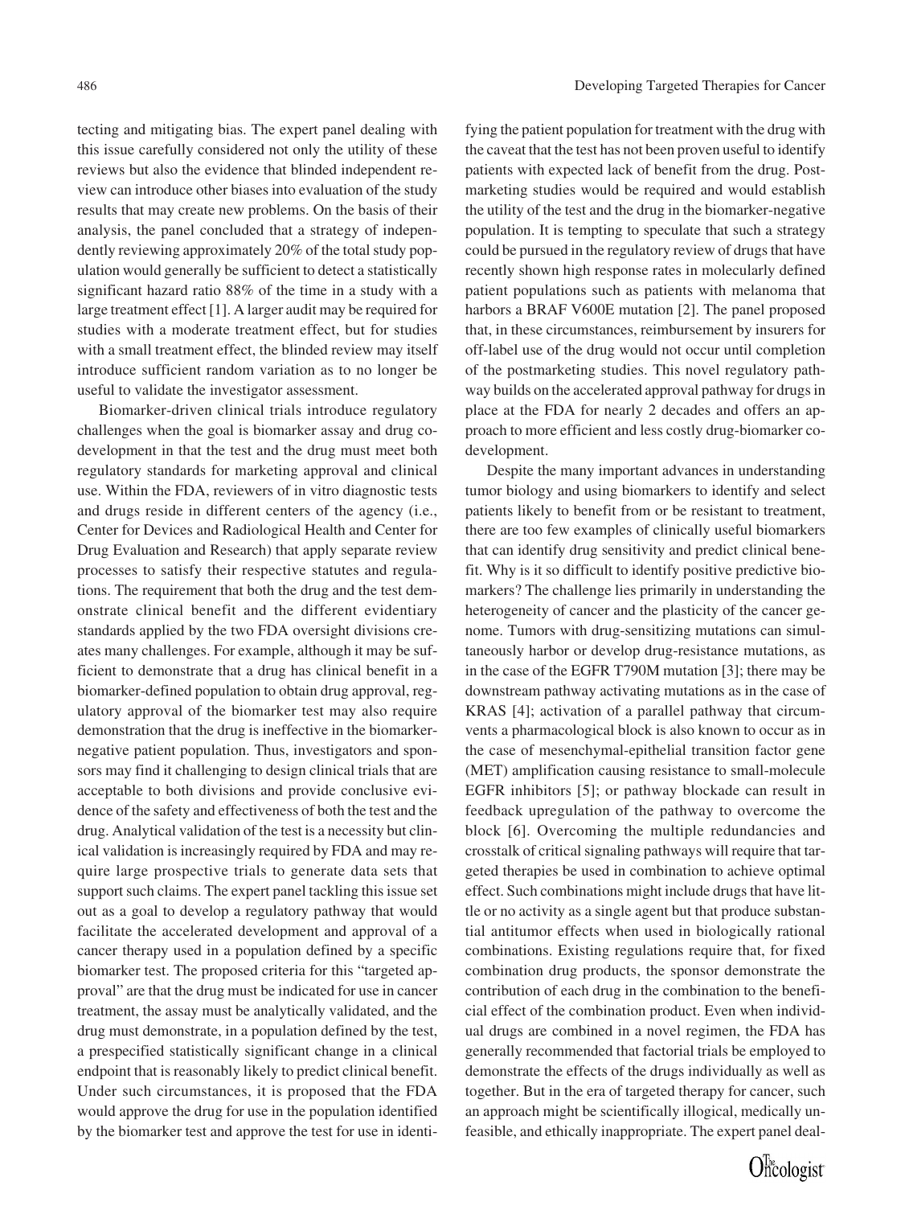tecting and mitigating bias. The expert panel dealing with this issue carefully considered not only the utility of these reviews but also the evidence that blinded independent review can introduce other biases into evaluation of the study results that may create new problems. On the basis of their analysis, the panel concluded that a strategy of independently reviewing approximately 20% of the total study population would generally be sufficient to detect a statistically significant hazard ratio 88% of the time in a study with a large treatment effect [1]. A larger audit may be required for studies with a moderate treatment effect, but for studies with a small treatment effect, the blinded review may itself introduce sufficient random variation as to no longer be useful to validate the investigator assessment.

Biomarker-driven clinical trials introduce regulatory challenges when the goal is biomarker assay and drug codevelopment in that the test and the drug must meet both regulatory standards for marketing approval and clinical use. Within the FDA, reviewers of in vitro diagnostic tests and drugs reside in different centers of the agency (i.e., Center for Devices and Radiological Health and Center for Drug Evaluation and Research) that apply separate review processes to satisfy their respective statutes and regulations. The requirement that both the drug and the test demonstrate clinical benefit and the different evidentiary standards applied by the two FDA oversight divisions creates many challenges. For example, although it may be sufficient to demonstrate that a drug has clinical benefit in a biomarker-defined population to obtain drug approval, regulatory approval of the biomarker test may also require demonstration that the drug is ineffective in the biomarker-negative patient population. Thus, investigators and sponsors may find it challenging to design clinical trials that are acceptable to both divisions and provide conclusive evidence of the safety and effectiveness of both the test and the drug. Analytical validation of the test is a necessity but clinical validation is increasingly required by FDA and may require large prospective trials to generate data sets that support such claims. The expert panel tackling this issue set out as a goal to develop a regulatory pathway that would facilitate the accelerated development and approval of a cancer therapy used in a population defined by a specific biomarker test. The proposed criteria for this "targeted approval" are that the drug must be indicated for use in cancer treatment, the assay must be analytically validated, and the drug must demonstrate, in a population defined by the test, a prespecified statistically significant change in a clinical endpoint that is reasonably likely to predict clinical benefit. Under such circumstances, it is proposed that the FDA would approve the drug for use in the population identified by the biomarker test and approve the test for use in identifying the patient population for treatment with the drug with the caveat that the test has not been proven useful to identify patients with expected lack of benefit from the drug. Postmarketing studies would be required and would establish the utility of the test and the drug in the biomarker-negative population. It is tempting to speculate that such a strategy could be pursued in the regulatory review of drugs that have recently shown high response rates in molecularly defined patient populations such as patients with melanoma that harbors a BRAF V600E mutation [2]. The panel proposed that, in these circumstances, reimbursement by insurers for off-label use of the drug would not occur until completion of the postmarketing studies. This novel regulatory pathway builds on the accelerated approval pathway for drugs in place at the FDA for nearly 2 decades and offers an approach to more efficient and less costly drug-biomarker codevelopment.

Despite the many important advances in understanding tumor biology and using biomarkers to identify and select patients likely to benefit from or be resistant to treatment, there are too few examples of clinically useful biomarkers that can identify drug sensitivity and predict clinical benefit. Why is it so difficult to identify positive predictive biomarkers? The challenge lies primarily in understanding the heterogeneity of cancer and the plasticity of the cancer genome. Tumors with drug-sensitizing mutations can simultaneously harbor or develop drug-resistance mutations, as in the case of the EGFR T790M mutation [3]; there may be downstream pathway activating mutations as in the case of KRAS [4]; activation of a parallel pathway that circumvents a pharmacological block is also known to occur as in the case of mesenchymal-epithelial transition factor gene (MET) amplification causing resistance to small-molecule EGFR inhibitors [5]; or pathway blockade can result in feedback upregulation of the pathway to overcome the block [6]. Overcoming the multiple redundancies and crosstalk of critical signaling pathways will require that targeted therapies be used in combination to achieve optimal effect. Such combinations might include drugs that have little or no activity as a single agent but that produce substantial antitumor effects when used in biologically rational combinations. Existing regulations require that, for fixed combination drug products, the sponsor demonstrate the contribution of each drug in the combination to the beneficial effect of the combination product. Even when individual drugs are combined in a novel regimen, the FDA has generally recommended that factorial trials be employed to demonstrate the effects of the drugs individually as well as together. But in the era of targeted therapy for cancer, such an approach might be scientifically illogical, medically unfeasible, and ethically inappropriate. The expert panel deal-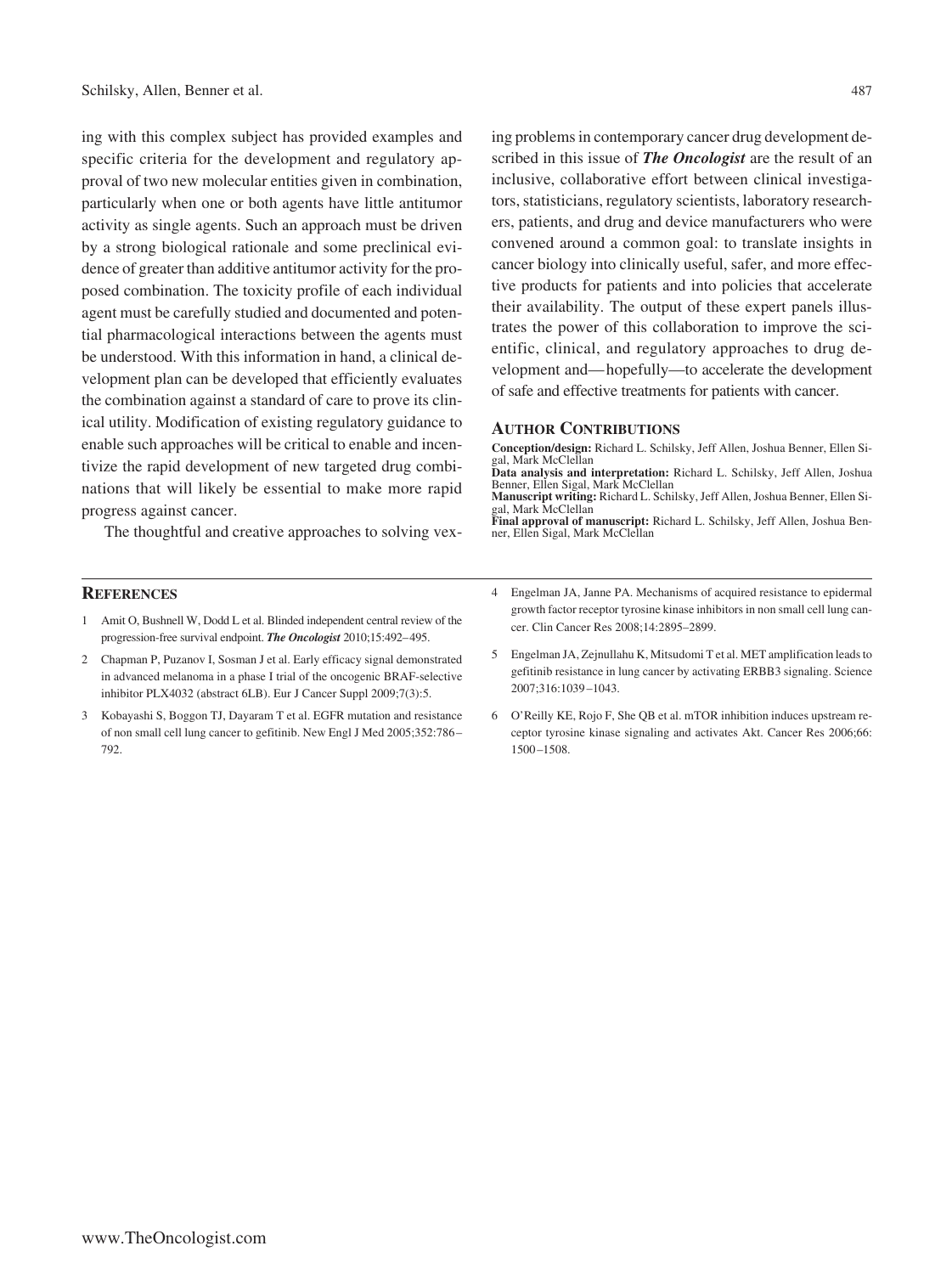ing with this complex subject has provided examples and specific criteria for the development and regulatory approval of two new molecular entities given in combination, particularly when one or both agents have little antitumor activity as single agents. Such an approach must be driven by a strong biological rationale and some preclinical evidence of greater than additive antitumor activity for the proposed combination. The toxicity profile of each individual agent must be carefully studied and documented and potential pharmacological interactions between the agents must be understood. With this information in hand, a clinical development plan can be developed that efficiently evaluates the combination against a standard of care to prove its clinical utility. Modification of existing regulatory guidance to enable such approaches will be critical to enable and incentivize the rapid development of new targeted drug combinations that will likely be essential to make more rapid progress against cancer.

The thoughtful and creative approaches to solving vexing problems in contemporary cancer drug development described in this issue of ***The Oncologist*** are the result of an inclusive, collaborative effort between clinical investigators, statisticians, regulatory scientists, laboratory researchers, patients, and drug and device manufacturers who were convened around a common goal: to translate insights in cancer biology into clinically useful, safer, and more effective products for patients and into policies that accelerate their availability. The output of these expert panels illustrates the power of this collaboration to improve the scientific, clinical, and regulatory approaches to drug development and—hopefully—to accelerate the development of safe and effective treatments for patients with cancer.

## Author Contributions

**Conception/design:** Richard L. Schilsky, Jeff Allen, Joshua Benner, Ellen Sigal, Mark McClellan
**Data analysis and interpretation:** Richard L. Schilsky, Jeff Allen, Joshua Benner, Ellen Sigal, Mark McClellan
**Manuscript writing:** Richard L. Schilsky, Jeff Allen, Joshua Benner, Ellen Sigal, Mark McClellan
**Final approval of manuscript:** Richard L. Schilsky, Jeff Allen, Joshua Benner, Ellen Sigal, Mark McClellan

## References

1. Amit O, Bushnell W, Dodd L et al. Blinded independent central review of the progression-free survival endpoint. ***The Oncologist*** 2010;15:492–495.
2. Chapman P, Puzanov I, Sosman J et al. Early efficacy signal demonstrated in advanced melanoma in a phase I trial of the oncogenic BRAF-selective inhibitor PLX4032 (abstract 6LB). Eur J Cancer Suppl 2009;7(3):5.
3. Kobayashi S, Boggon TJ, Dayaram T et al. EGFR mutation and resistance of non small cell lung cancer to gefitinib. New Engl J Med 2005;352:786–792.
4. Engelman JA, Janne PA. Mechanisms of acquired resistance to epidermal growth factor receptor tyrosine kinase inhibitors in non small cell lung cancer. Clin Cancer Res 2008;14:2895–2899.
5. Engelman JA, Zejnullahu K, Mitsudomi T et al. MET amplification leads to gefitinib resistance in lung cancer by activating ERBB3 signaling. Science 2007;316:1039–1043.
6. O'Reilly KE, Rojo F, She QB et al. mTOR inhibition induces upstream receptor tyrosine kinase signaling and activates Akt. Cancer Res 2006;66:1500–1508.